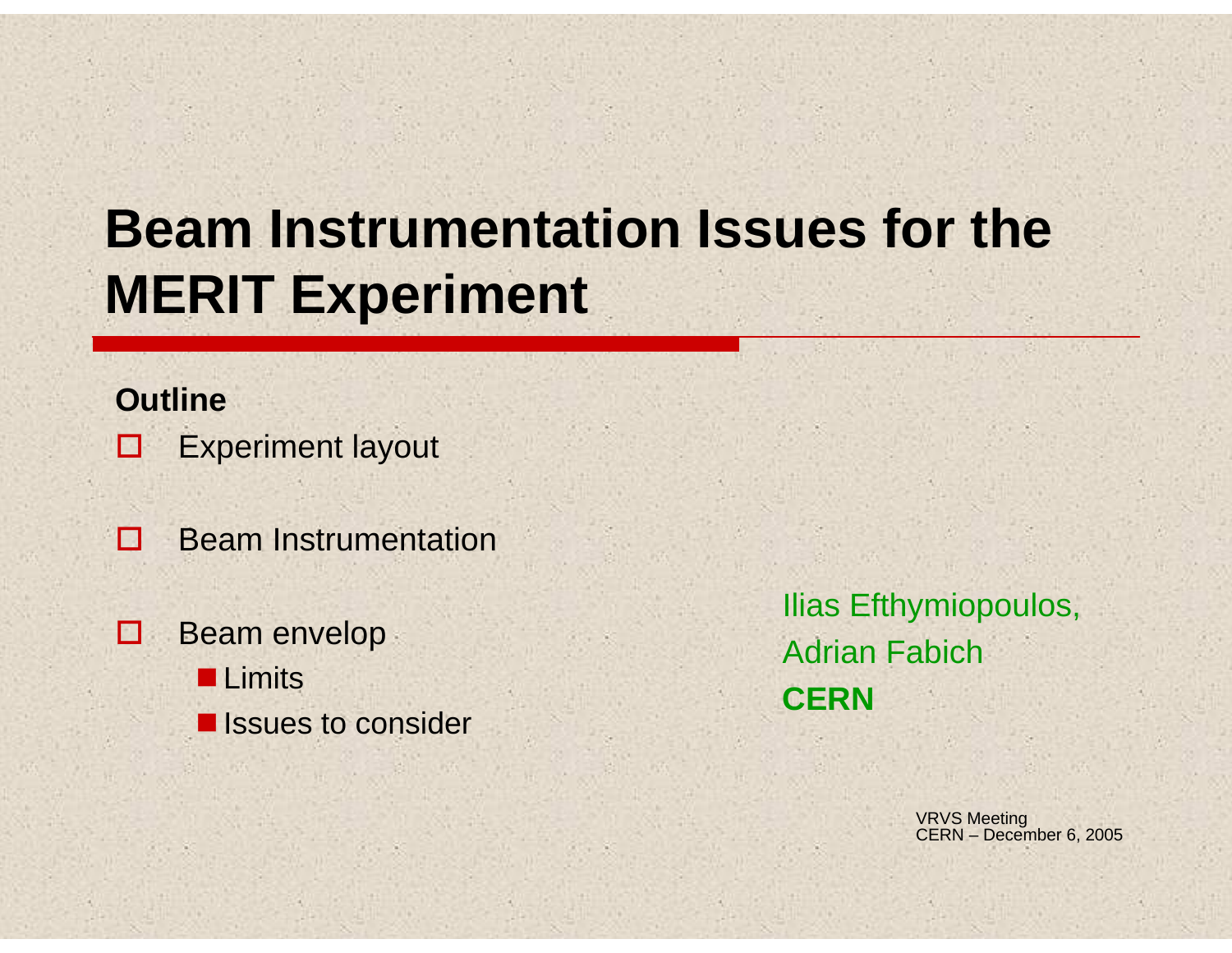# Beam Instrumentation Issues for the MERIT Experiment

**Outline**

- Experiment layout
- Beam Instrumentation
- Beam envelop
  - Limits
  - Issues to consider

Ilias Efthymiopoulos,
Adrian Fabich
**CERN**

VRVS Meeting
CERN – December 6, 2005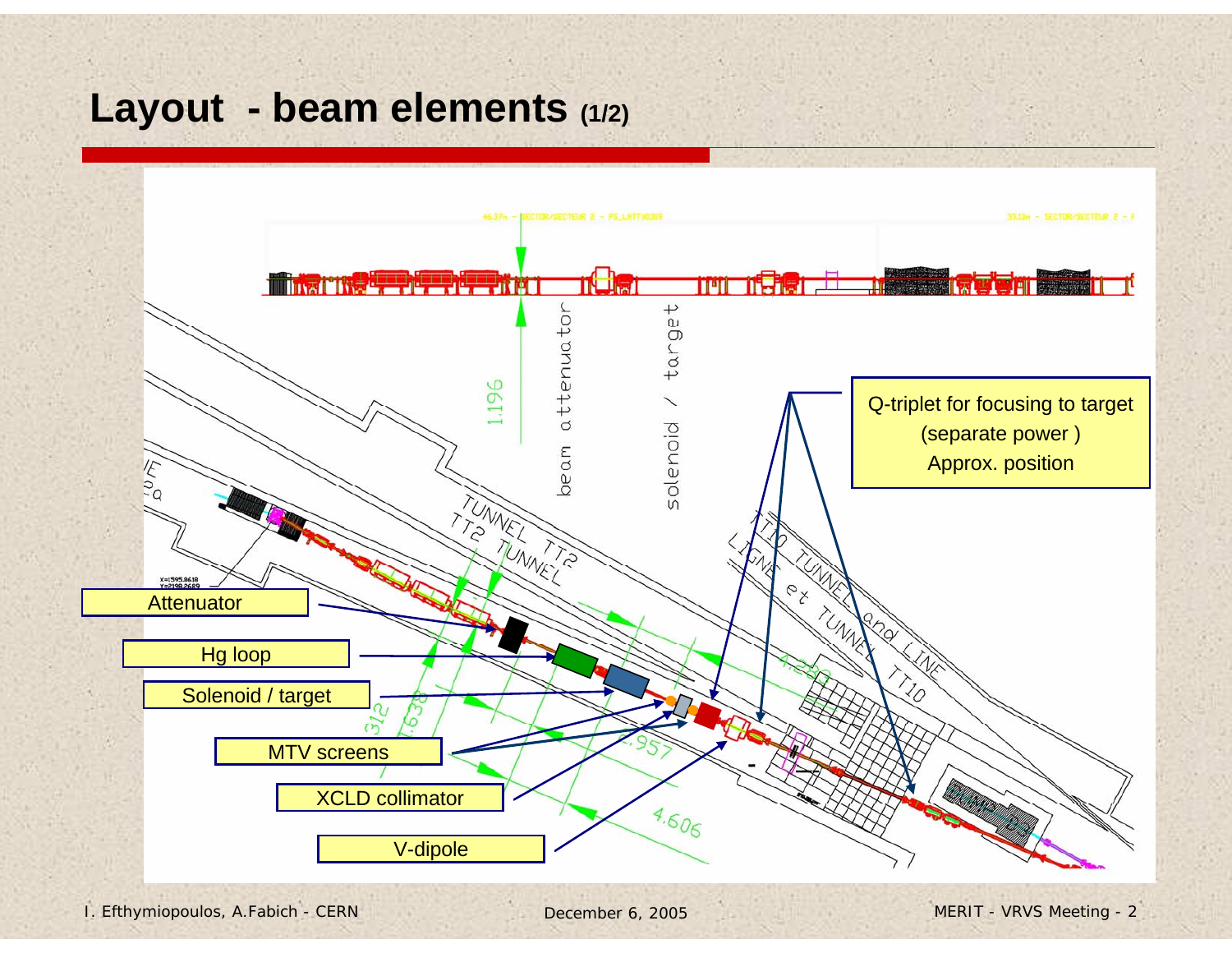# Layout - beam elements (1/2)

Q-triplet for focusing to target
(separate power )
Approx. position

Attenuator

Hg loop

Solenoid / target

MTV screens

XCLD collimator

V-dipole

beam attenuator

solenoid / target

TUNNEL TT2
TT2 TUNNEL

TT10 TUNNEL and LINE
LIGNE et TUNNEL TT10

1.196

4.280

312

7.638

.957

4.606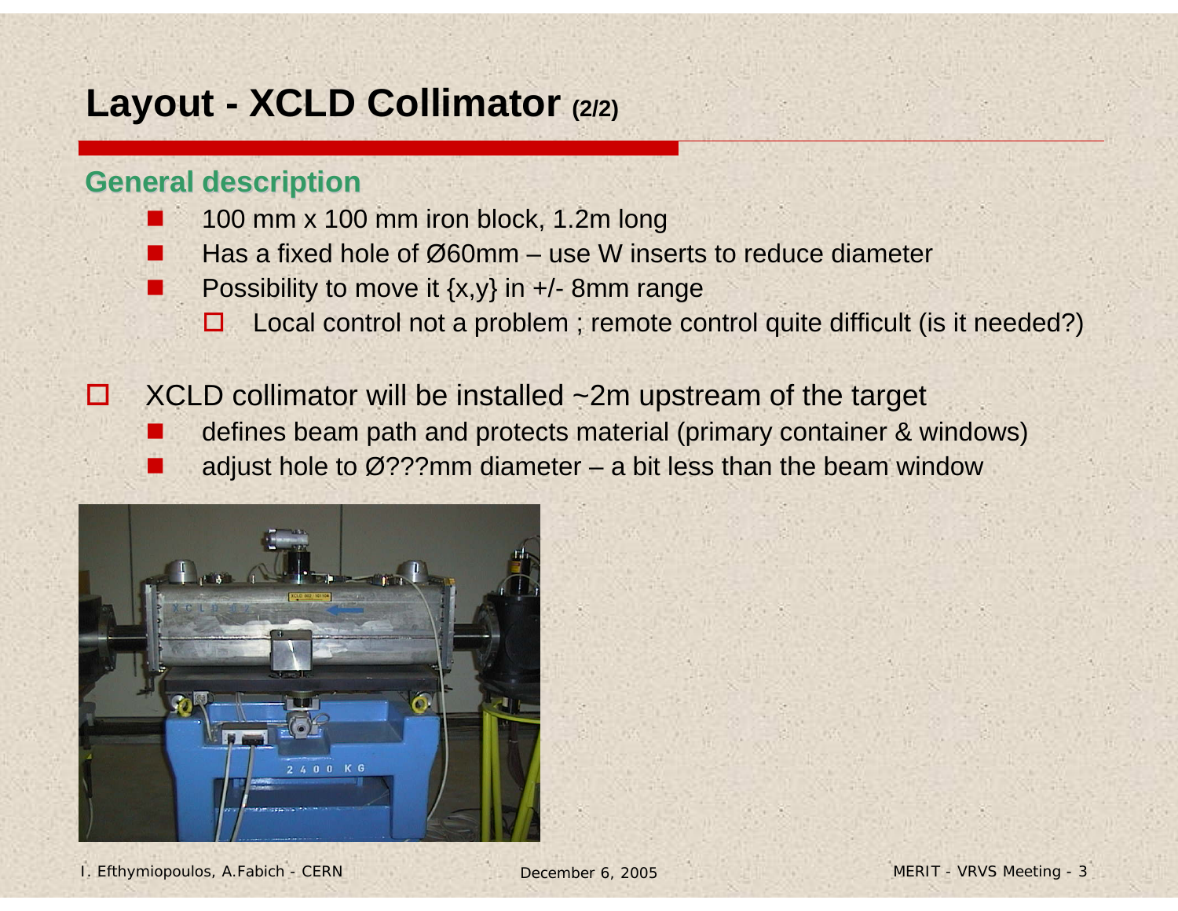# Layout - XCLD Collimator (2/2)

## General description

- 100 mm x 100 mm iron block, 1.2m long
- Has a fixed hole of Ø60mm – use W inserts to reduce diameter
- Possibility to move it {x,y} in +/- 8mm range
  - Local control not a problem ; remote control quite difficult (is it needed?)

- XCLD collimator will be installed ~2m upstream of the target
  - defines beam path and protects material (primary container & windows)
  - adjust hole to Ø???mm diameter – a bit less than the beam window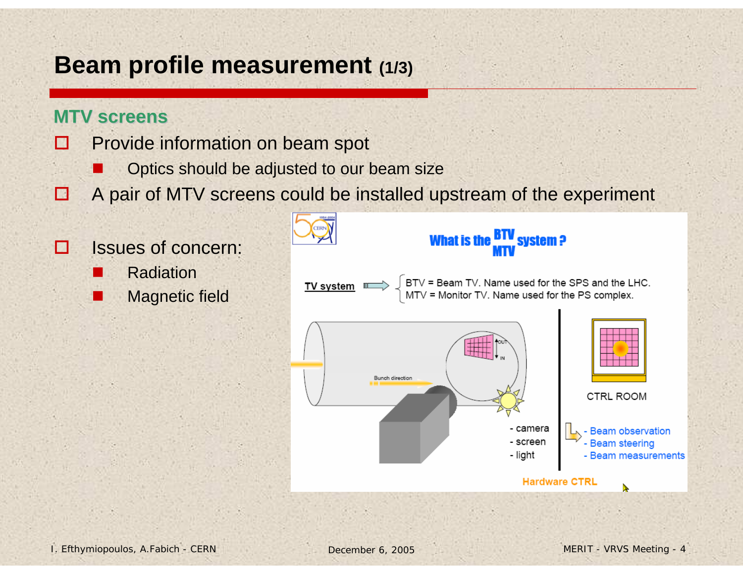# Beam profile measurement (1/3)

## MTV screens

- Provide information on beam spot
  - Optics should be adjusted to our beam size
- A pair of MTV screens could be installed upstream of the experiment
- Issues of concern:
  - Radiation
  - Magnetic field

What is the BTV / MTV system ?

TV system → BTV = Beam TV. Name used for the SPS and the LHC. MTV = Monitor TV. Name used for the PS complex.

- camera
- screen
- light

CTRL ROOM

- Beam observation
- Beam steering
- Beam measurements

Hardware CTRL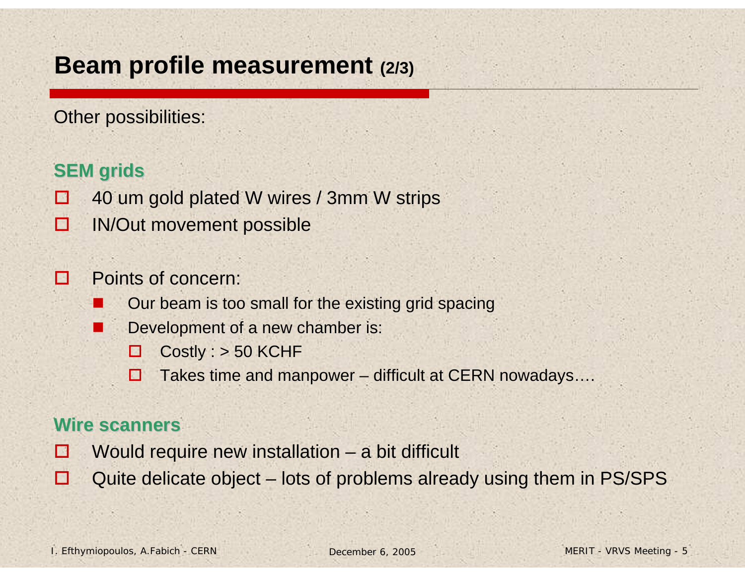# Beam profile measurement (2/3)

Other possibilities:

### SEM grids

- 40 um gold plated W wires / 3mm W strips
- IN/Out movement possible

- Points of concern:
  - Our beam is too small for the existing grid spacing
  - Development of a new chamber is:
    - Costly : > 50 KCHF
    - Takes time and manpower – difficult at CERN nowadays….

### Wire scanners

- Would require new installation – a bit difficult
- Quite delicate object – lots of problems already using them in PS/SPS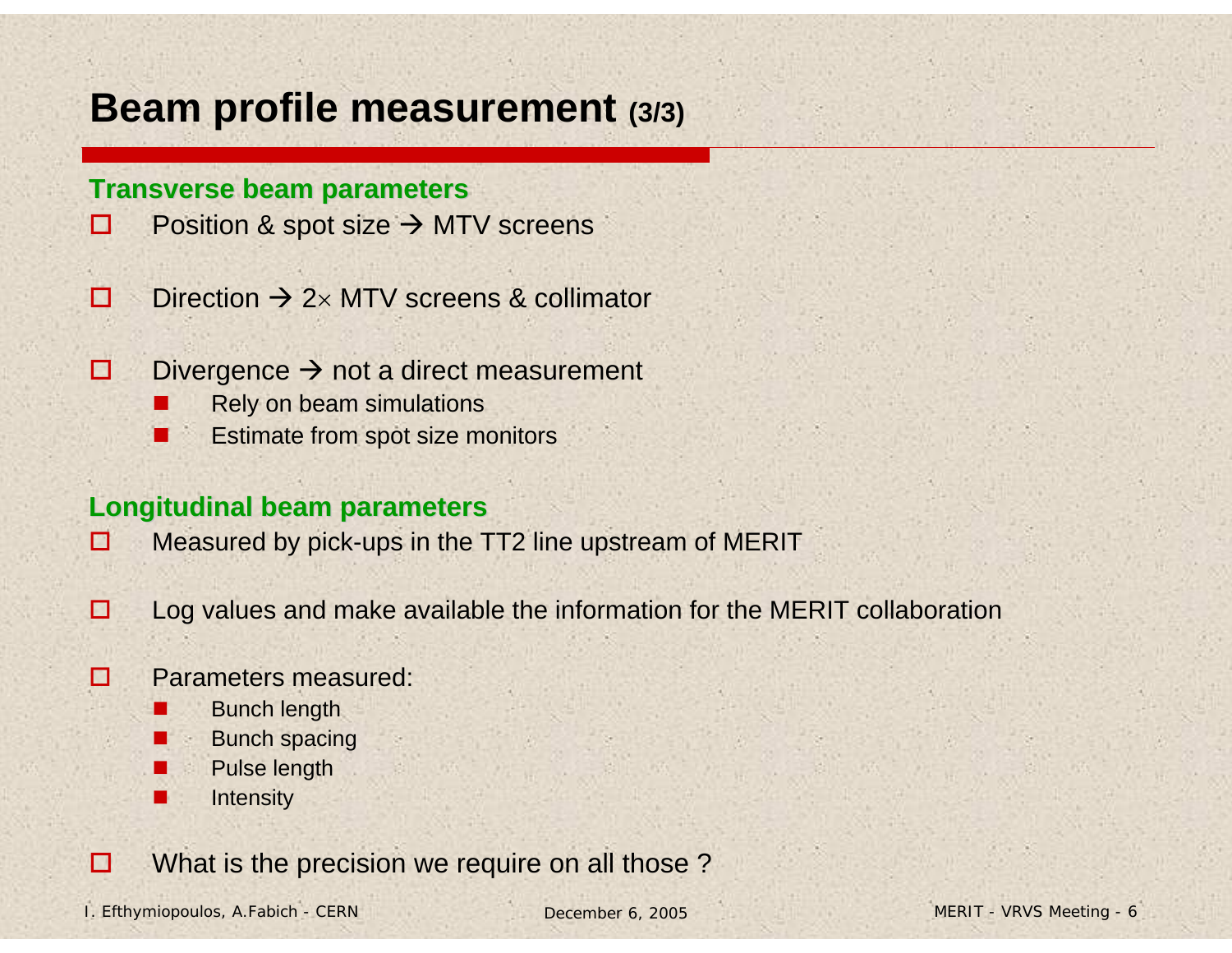# Beam profile measurement (3/3)

### Transverse beam parameters

- Position & spot size → MTV screens
- Direction → 2× MTV screens & collimator
- Divergence → not a direct measurement
  - Rely on beam simulations
  - Estimate from spot size monitors

### Longitudinal beam parameters

- Measured by pick-ups in the TT2 line upstream of MERIT
- Log values and make available the information for the MERIT collaboration
- Parameters measured:
  - Bunch length
  - Bunch spacing
  - Pulse length
  - Intensity
- What is the precision we require on all those ?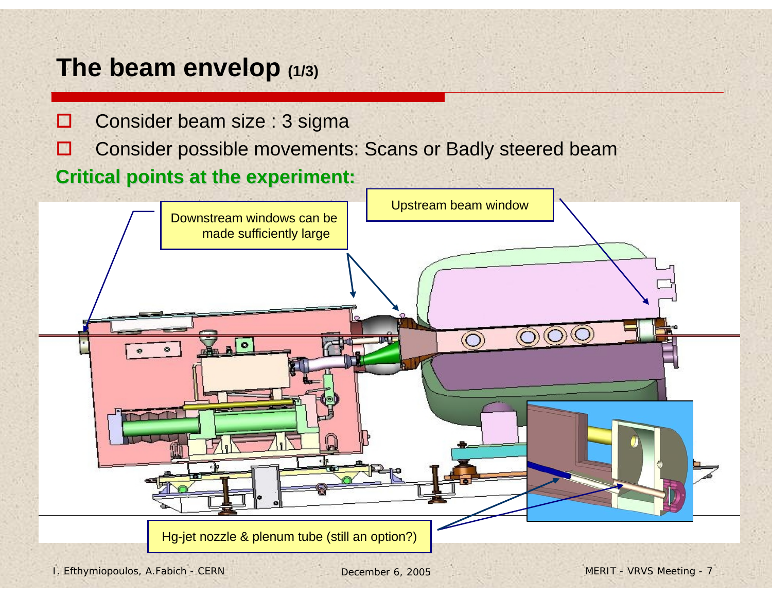# The beam envelop (1/3)

- Consider beam size : 3 sigma
- Consider possible movements: Scans or Badly steered beam

**Critical points at the experiment:**

Downstream windows can be made sufficiently large

Upstream beam window

Hg-jet nozzle & plenum tube (still an option?)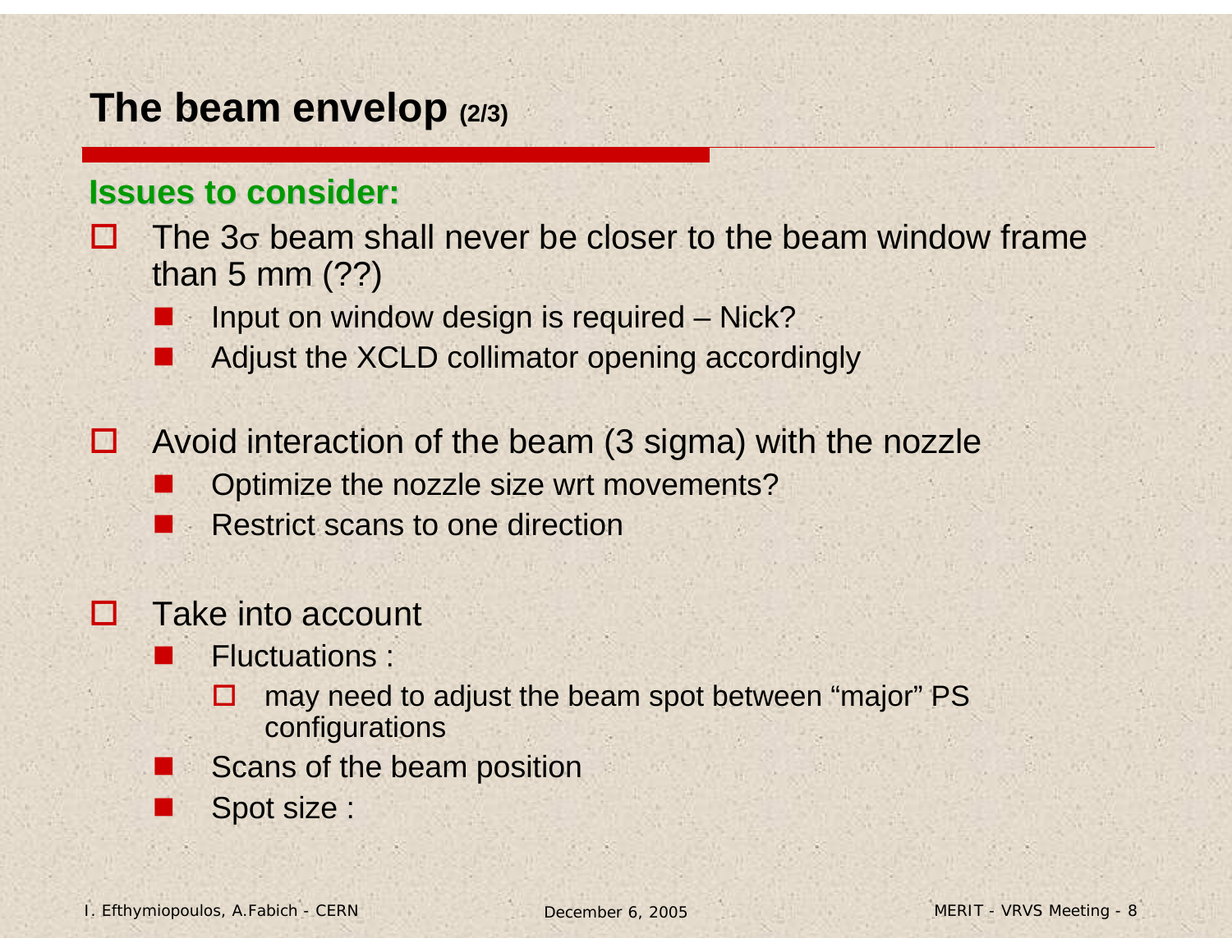# The beam envelop (2/3)

## Issues to consider:

- The $3\sigma$ beam shall never be closer to the beam window frame than 5 mm (??)
  - Input on window design is required – Nick?
  - Adjust the XCLD collimator opening accordingly

- Avoid interaction of the beam (3 sigma) with the nozzle
  - Optimize the nozzle size wrt movements?
  - Restrict scans to one direction

- Take into account
  - Fluctuations :
    - may need to adjust the beam spot between "major" PS configurations
  - Scans of the beam position
  - Spot size :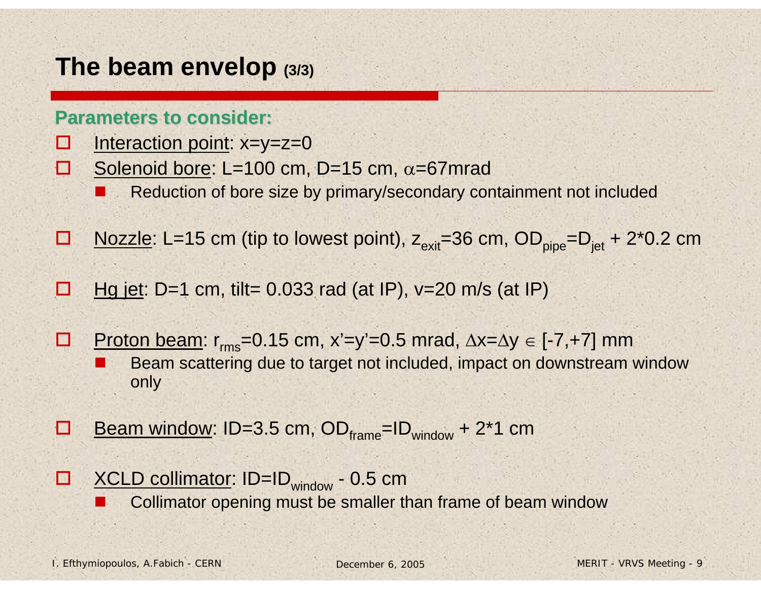# The beam envelop (3/3)

**Parameters to consider:**

- Interaction point: x=y=z=0
- Solenoid bore: L=100 cm, D=15 cm, $\alpha$=67mrad
  - Reduction of bore size by primary/secondary containment not included
- Nozzle: L=15 cm (tip to lowest point), $z_{exit}$=36 cm, $OD_{pipe}=D_{jet}$ + 2*0.2 cm
- Hg jet: D=1 cm, tilt= 0.033 rad (at IP), v=20 m/s (at IP)
- Proton beam: $r_{rms}$=0.15 cm, x'=y'=0.5 mrad, $\Delta x=\Delta y \in$ [-7,+7] mm
  - Beam scattering due to target not included, impact on downstream window only
- Beam window: ID=3.5 cm, $OD_{frame}=ID_{window}$ + 2*1 cm
- XCLD collimator: $ID=ID_{window}$ - 0.5 cm
  - Collimator opening must be smaller than frame of beam window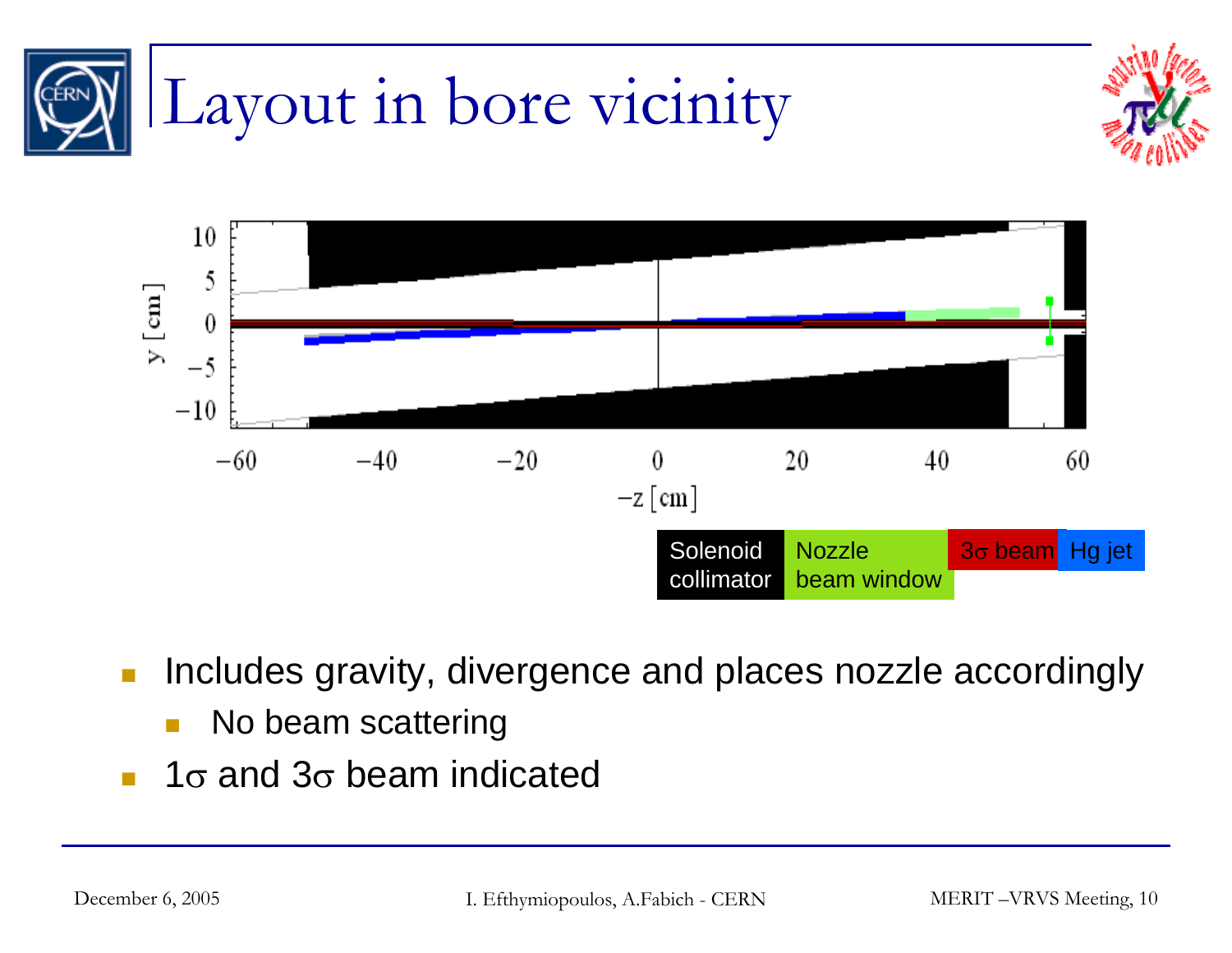# Layout in bore vicinity

- Includes gravity, divergence and places nozzle accordingly
  - No beam scattering
- 1σ and 3σ beam indicated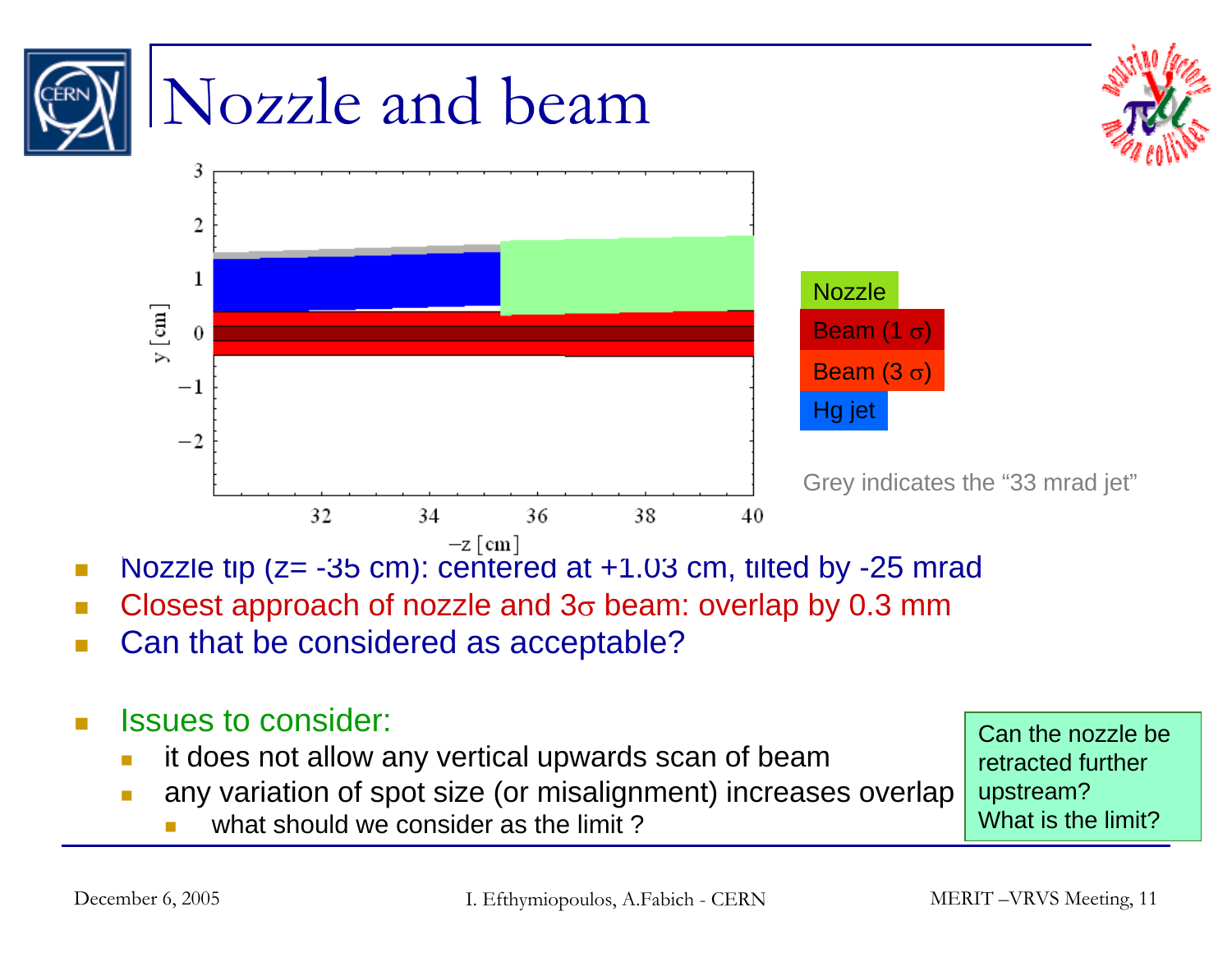# Nozzle and beam

Nozzle

Beam (1 $\sigma$)

Beam (3 $\sigma$)

Hg jet

Grey indicates the "33 mrad jet"

- Nozzle tip (z= -35 cm): centered at +1.03 cm, tilted by -25 mrad
- Closest approach of nozzle and 3$\sigma$ beam: overlap by 0.3 mm
- Can that be considered as acceptable?

- Issues to consider:
  - it does not allow any vertical upwards scan of beam
  - any variation of spot size (or misalignment) increases overlap
    - what should we consider as the limit ?

Can the nozzle be retracted further upstream?
What is the limit?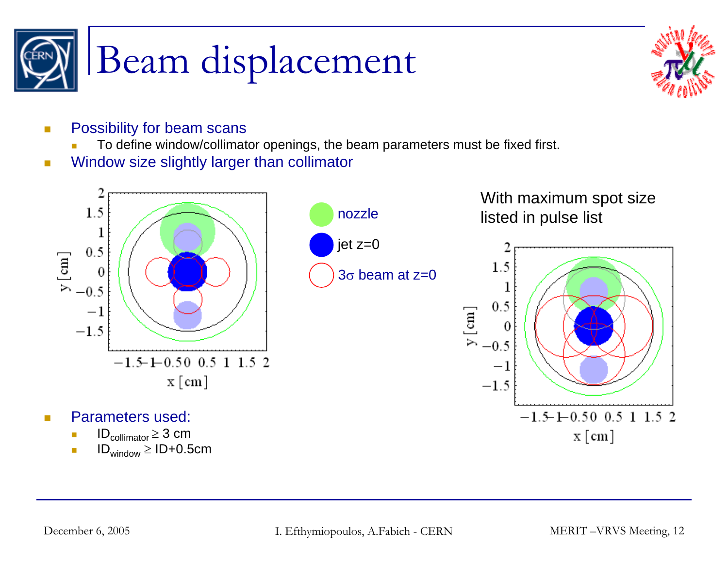# Beam displacement

- Possibility for beam scans
  - To define window/collimator openings, the beam parameters must be fixed first.
- Window size slightly larger than collimator

nozzle

jet z=0

3σ beam at z=0

With maximum spot size listed in pulse list

- Parameters used:
  - $ID_{collimator} \geq 3$ cm
  - $ID_{window} \geq ID+0.5$cm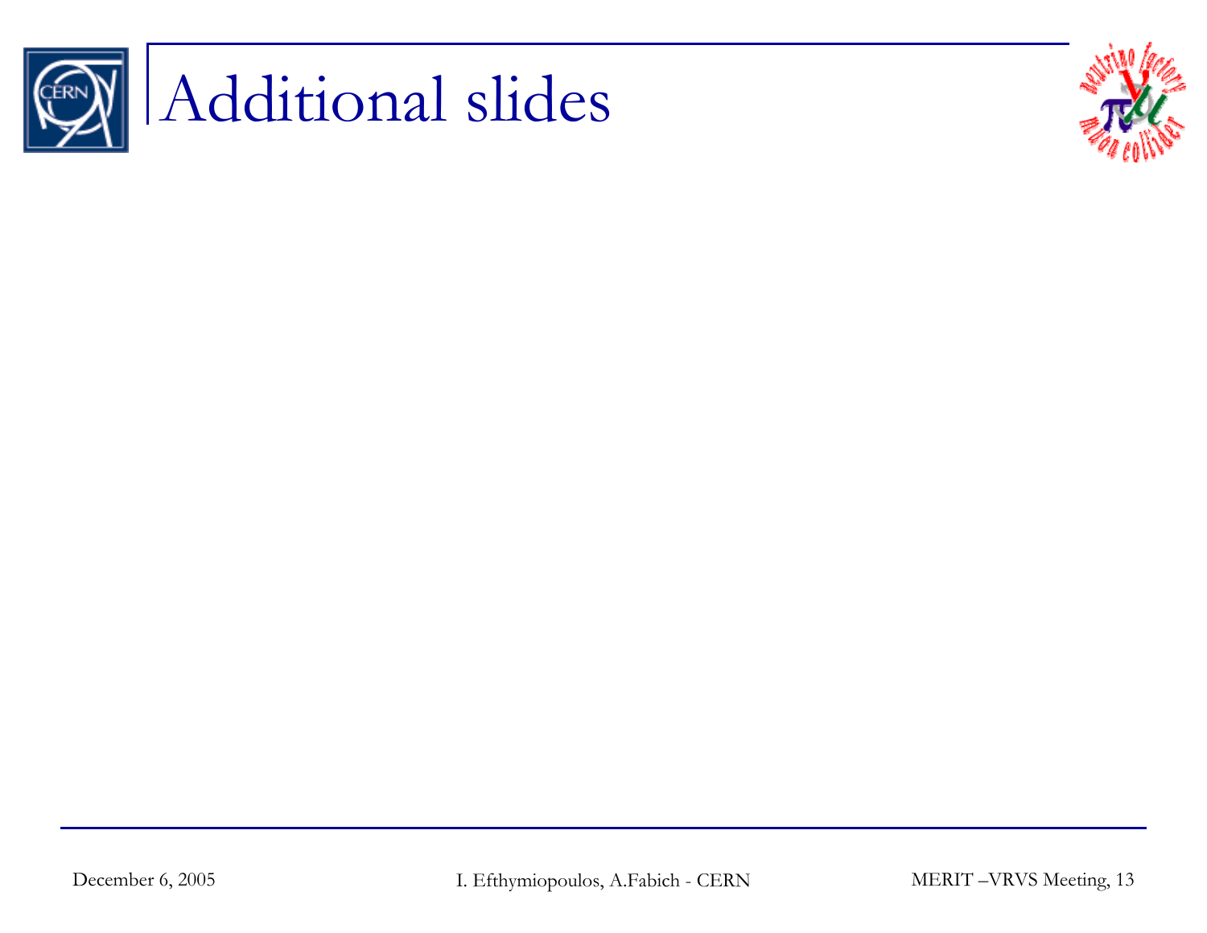# Additional slides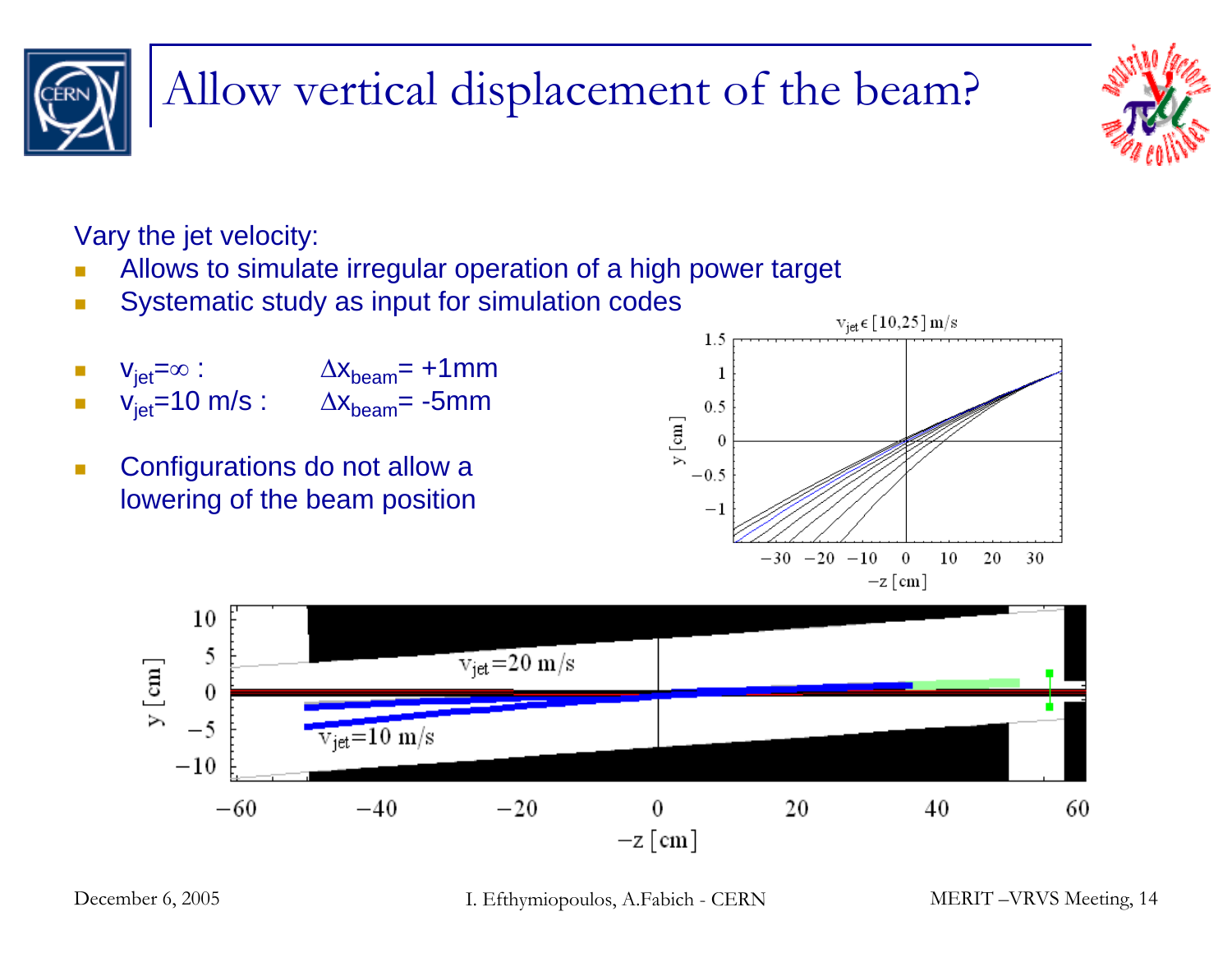# Allow vertical displacement of the beam?

Vary the jet velocity:

- Allows to simulate irregular operation of a high power target
- Systematic study as input for simulation codes

- $v_{jet}=\infty$ : $\Delta x_{beam}$= +1mm
- $v_{jet}$=10 m/s : $\Delta x_{beam}$= -5mm

- Configurations do not allow a lowering of the beam position

$v_{jet} \in [10,25]$ m/s

1.5
1
0.5
0
−0.5
−1

y [cm]

−30 −20 −10 0 10 20 30

−z [cm]

10
5
0
−5
−10

y [cm]

$v_{jet}$=20 m/s

$v_{jet}$=10 m/s

−60 −40 −20 0 20 40 60

−z [cm]

December 6, 2005 I. Efthymiopoulos, A.Fabich - CERN MERIT –VRVS Meeting